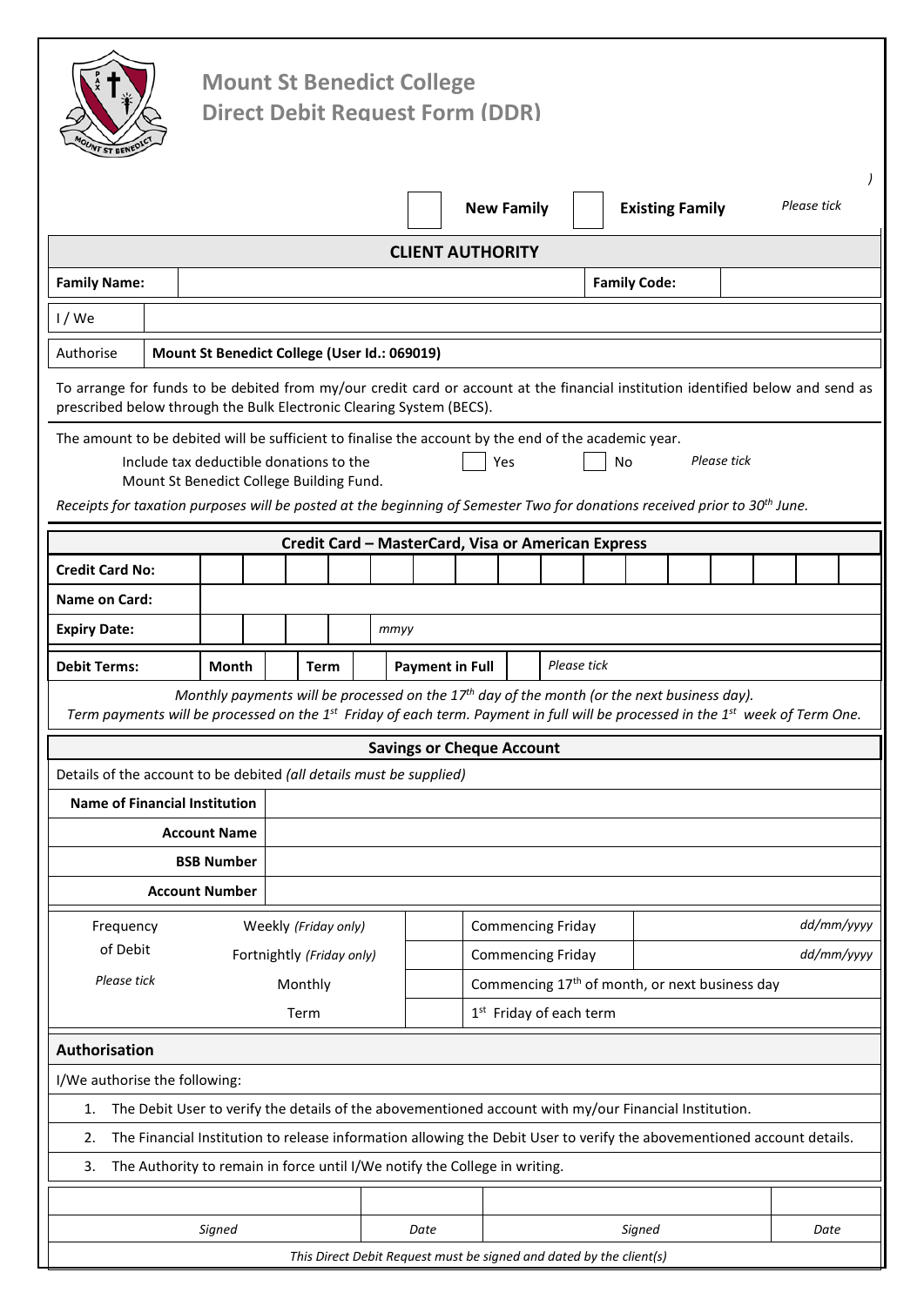# Mount St Benedict College
## Direct Debit Request Form (DDR)

)

| | New Family | | Existing Family | *Please tick* |
|---|---|---|---|---|

## CLIENT AUTHORITY

| **Family Name:** | | **Family Code:** | |
|---|---|---|---|
| I / We | | | |
| Authorise | **Mount St Benedict College (User Id.: 069019)** | | |

To arrange for funds to be debited from my/our credit card or account at the financial institution identified below and send as prescribed below through the Bulk Electronic Clearing System (BECS).

The amount to be debited will be sufficient to finalise the account by the end of the academic year.

Include tax deductible donations to the Mount St Benedict College Building Fund. ☐ Yes ☐ No *Please tick*

*Receipts for taxation purposes will be posted at the beginning of Semester Two for donations received prior to 30th June.*

## Credit Card – MasterCard, Visa or American Express

| | |
|---|---|
| **Credit Card No:** | |
| **Name on Card:** | |
| **Expiry Date:** | *mmyy* |

| **Debit Terms:** | **Month** | | **Term** | | **Payment in Full** | | *Please tick* |
|---|---|---|---|---|---|---|---|

*Monthly payments will be processed on the 17th day of the month (or the next business day).*
*Term payments will be processed on the 1st Friday of each term. Payment in full will be processed in the 1st week of Term One.*

## Savings or Cheque Account

Details of the account to be debited *(all details must be supplied)*

| | |
|---|---|
| **Name of Financial Institution** | |
| **Account Name** | |
| **BSB Number** | |
| **Account Number** | |

| Frequency of Debit *Please tick* | | | | |
|---|---|---|---|---|
| | Weekly *(Friday only)* | | Commencing Friday | *dd/mm/yyyy* |
| | Fortnightly *(Friday only)* | | Commencing Friday | *dd/mm/yyyy* |
| | Monthly | | Commencing 17th of month, or next business day | |
| | Term | | 1st Friday of each term | |

## Authorisation

I/We authorise the following:

1. The Debit User to verify the details of the abovementioned account with my/our Financial Institution.
2. The Financial Institution to release information allowing the Debit User to verify the abovementioned account details.
3. The Authority to remain in force until I/We notify the College in writing.

| | | | |
|---|---|---|---|
| *Signed* | *Date* | *Signed* | *Date* |

*This Direct Debit Request must be signed and dated by the client(s)*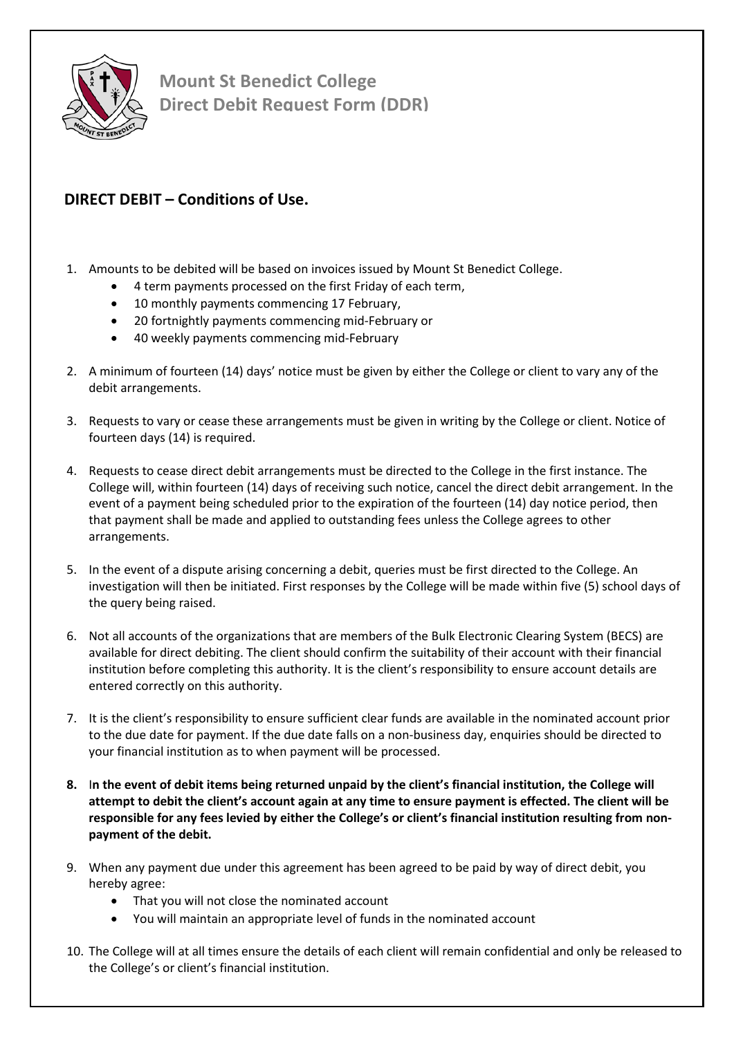# Mount St Benedict College
## Direct Debit Request Form (DDR)

## DIRECT DEBIT – Conditions of Use.

1. Amounts to be debited will be based on invoices issued by Mount St Benedict College.
    - 4 term payments processed on the first Friday of each term,
    - 10 monthly payments commencing 17 February,
    - 20 fortnightly payments commencing mid-February or
    - 40 weekly payments commencing mid-February

2. A minimum of fourteen (14) days' notice must be given by either the College or client to vary any of the debit arrangements.

3. Requests to vary or cease these arrangements must be given in writing by the College or client. Notice of fourteen days (14) is required.

4. Requests to cease direct debit arrangements must be directed to the College in the first instance. The College will, within fourteen (14) days of receiving such notice, cancel the direct debit arrangement. In the event of a payment being scheduled prior to the expiration of the fourteen (14) day notice period, then that payment shall be made and applied to outstanding fees unless the College agrees to other arrangements.

5. In the event of a dispute arising concerning a debit, queries must be first directed to the College. An investigation will then be initiated. First responses by the College will be made within five (5) school days of the query being raised.

6. Not all accounts of the organizations that are members of the Bulk Electronic Clearing System (BECS) are available for direct debiting. The client should confirm the suitability of their account with their financial institution before completing this authority. It is the client's responsibility to ensure account details are entered correctly on this authority.

7. It is the client's responsibility to ensure sufficient clear funds are available in the nominated account prior to the due date for payment. If the due date falls on a non-business day, enquiries should be directed to your financial institution as to when payment will be processed.

8. **In the event of debit items being returned unpaid by the client's financial institution, the College will attempt to debit the client's account again at any time to ensure payment is effected. The client will be responsible for any fees levied by either the College's or client's financial institution resulting from non-payment of the debit.**

9. When any payment due under this agreement has been agreed to be paid by way of direct debit, you hereby agree:
    - That you will not close the nominated account
    - You will maintain an appropriate level of funds in the nominated account

10. The College will at all times ensure the details of each client will remain confidential and only be released to the College's or client's financial institution.